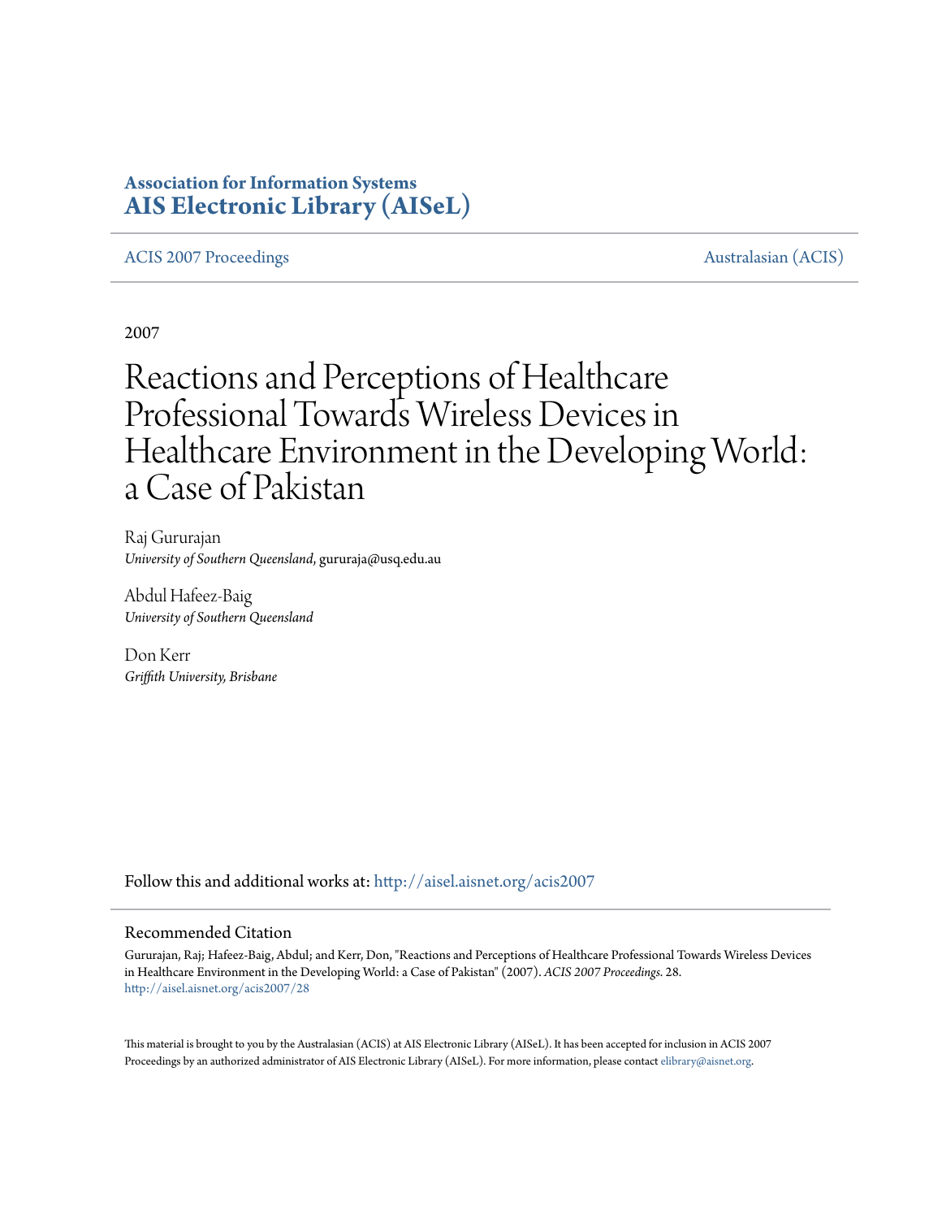**Association for Information Systems**
**AIS Electronic Library (AISeL)**

ACIS 2007 Proceedings | Australasian (ACIS)

2007

# Reactions and Perceptions of Healthcare Professional Towards Wireless Devices in Healthcare Environment in the Developing World: a Case of Pakistan

Raj Gururajan
*University of Southern Queensland*, gururaja@usq.edu.au

Abdul Hafeez-Baig
*University of Southern Queensland*

Don Kerr
*Griffith University, Brisbane*

Follow this and additional works at: http://aisel.aisnet.org/acis2007

## Recommended Citation

Gururajan, Raj; Hafeez-Baig, Abdul; and Kerr, Don, "Reactions and Perceptions of Healthcare Professional Towards Wireless Devices in Healthcare Environment in the Developing World: a Case of Pakistan" (2007). *ACIS 2007 Proceedings*. 28.
http://aisel.aisnet.org/acis2007/28

This material is brought to you by the Australasian (ACIS) at AIS Electronic Library (AISeL). It has been accepted for inclusion in ACIS 2007 Proceedings by an authorized administrator of AIS Electronic Library (AISeL). For more information, please contact elibrary@aisnet.org.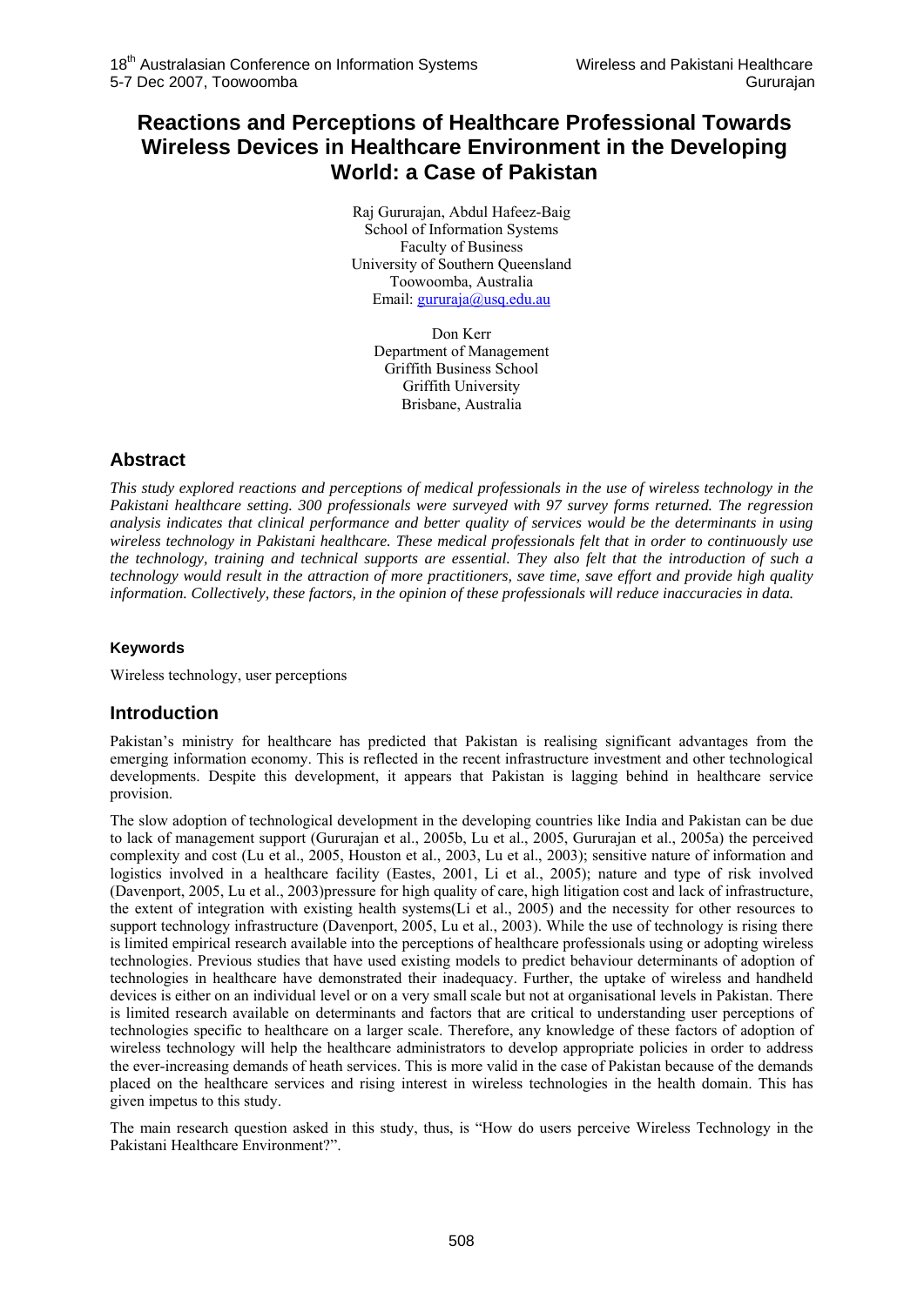# Reactions and Perceptions of Healthcare Professional Towards Wireless Devices in Healthcare Environment in the Developing World: a Case of Pakistan

Raj Gururajan, Abdul Hafeez-Baig
School of Information Systems
Faculty of Business
University of Southern Queensland
Toowoomba, Australia
Email: gururaja@usq.edu.au

Don Kerr
Department of Management
Griffith Business School
Griffith University
Brisbane, Australia

## Abstract

*This study explored reactions and perceptions of medical professionals in the use of wireless technology in the Pakistani healthcare setting. 300 professionals were surveyed with 97 survey forms returned. The regression analysis indicates that clinical performance and better quality of services would be the determinants in using wireless technology in Pakistani healthcare. These medical professionals felt that in order to continuously use the technology, training and technical supports are essential. They also felt that the introduction of such a technology would result in the attraction of more practitioners, save time, save effort and provide high quality information. Collectively, these factors, in the opinion of these professionals will reduce inaccuracies in data.*

### Keywords

Wireless technology, user perceptions

## Introduction

Pakistan's ministry for healthcare has predicted that Pakistan is realising significant advantages from the emerging information economy. This is reflected in the recent infrastructure investment and other technological developments. Despite this development, it appears that Pakistan is lagging behind in healthcare service provision.

The slow adoption of technological development in the developing countries like India and Pakistan can be due to lack of management support (Gururajan et al., 2005b, Lu et al., 2005, Gururajan et al., 2005a) the perceived complexity and cost (Lu et al., 2005, Houston et al., 2003, Lu et al., 2003); sensitive nature of information and logistics involved in a healthcare facility (Eastes, 2001, Li et al., 2005); nature and type of risk involved (Davenport, 2005, Lu et al., 2003)pressure for high quality of care, high litigation cost and lack of infrastructure, the extent of integration with existing health systems(Li et al., 2005) and the necessity for other resources to support technology infrastructure (Davenport, 2005, Lu et al., 2003). While the use of technology is rising there is limited empirical research available into the perceptions of healthcare professionals using or adopting wireless technologies. Previous studies that have used existing models to predict behaviour determinants of adoption of technologies in healthcare have demonstrated their inadequacy. Further, the uptake of wireless and handheld devices is either on an individual level or on a very small scale but not at organisational levels in Pakistan. There is limited research available on determinants and factors that are critical to understanding user perceptions of technologies specific to healthcare on a larger scale. Therefore, any knowledge of these factors of adoption of wireless technology will help the healthcare administrators to develop appropriate policies in order to address the ever-increasing demands of heath services. This is more valid in the case of Pakistan because of the demands placed on the healthcare services and rising interest in wireless technologies in the health domain. This has given impetus to this study.

The main research question asked in this study, thus, is "How do users perceive Wireless Technology in the Pakistani Healthcare Environment?".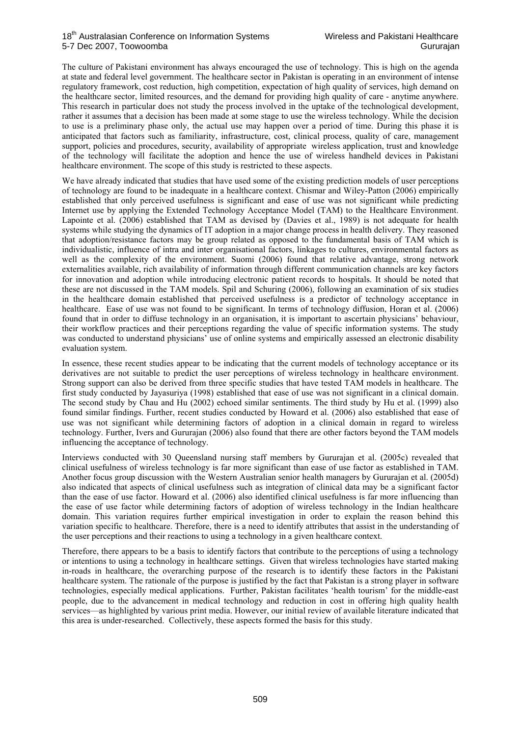The culture of Pakistani environment has always encouraged the use of technology. This is high on the agenda at state and federal level government. The healthcare sector in Pakistan is operating in an environment of intense regulatory framework, cost reduction, high competition, expectation of high quality of services, high demand on the healthcare sector, limited resources, and the demand for providing high quality of care - anytime anywhere. This research in particular does not study the process involved in the uptake of the technological development, rather it assumes that a decision has been made at some stage to use the wireless technology. While the decision to use is a preliminary phase only, the actual use may happen over a period of time. During this phase it is anticipated that factors such as familiarity, infrastructure, cost, clinical process, quality of care, management support, policies and procedures, security, availability of appropriate wireless application, trust and knowledge of the technology will facilitate the adoption and hence the use of wireless handheld devices in Pakistani healthcare environment. The scope of this study is restricted to these aspects.

We have already indicated that studies that have used some of the existing prediction models of user perceptions of technology are found to be inadequate in a healthcare context. Chismar and Wiley-Patton (2006) empirically established that only perceived usefulness is significant and ease of use was not significant while predicting Internet use by applying the Extended Technology Acceptance Model (TAM) to the Healthcare Environment. Lapointe et al. (2006) established that TAM as devised by (Davies et al., 1989) is not adequate for health systems while studying the dynamics of IT adoption in a major change process in health delivery. They reasoned that adoption/resistance factors may be group related as opposed to the fundamental basis of TAM which is individualistic, influence of intra and inter organisational factors, linkages to cultures, environmental factors as well as the complexity of the environment. Suomi (2006) found that relative advantage, strong network externalities available, rich availability of information through different communication channels are key factors for innovation and adoption while introducing electronic patient records to hospitals. It should be noted that these are not discussed in the TAM models. Spil and Schuring (2006), following an examination of six studies in the healthcare domain established that perceived usefulness is a predictor of technology acceptance in healthcare. Ease of use was not found to be significant. In terms of technology diffusion, Horan et al. (2006) found that in order to diffuse technology in an organisation, it is important to ascertain physicians' behaviour, their workflow practices and their perceptions regarding the value of specific information systems. The study was conducted to understand physicians' use of online systems and empirically assessed an electronic disability evaluation system.

In essence, these recent studies appear to be indicating that the current models of technology acceptance or its derivatives are not suitable to predict the user perceptions of wireless technology in healthcare environment. Strong support can also be derived from three specific studies that have tested TAM models in healthcare. The first study conducted by Jayasuriya (1998) established that ease of use was not significant in a clinical domain. The second study by Chau and Hu (2002) echoed similar sentiments. The third study by Hu et al. (1999) also found similar findings. Further, recent studies conducted by Howard et al. (2006) also established that ease of use was not significant while determining factors of adoption in a clinical domain in regard to wireless technology. Further, Ivers and Gururajan (2006) also found that there are other factors beyond the TAM models influencing the acceptance of technology.

Interviews conducted with 30 Queensland nursing staff members by Gururajan et al. (2005c) revealed that clinical usefulness of wireless technology is far more significant than ease of use factor as established in TAM. Another focus group discussion with the Western Australian senior health managers by Gururajan et al. (2005d) also indicated that aspects of clinical usefulness such as integration of clinical data may be a significant factor than the ease of use factor. Howard et al. (2006) also identified clinical usefulness is far more influencing than the ease of use factor while determining factors of adoption of wireless technology in the Indian healthcare domain. This variation requires further empirical investigation in order to explain the reason behind this variation specific to healthcare. Therefore, there is a need to identify attributes that assist in the understanding of the user perceptions and their reactions to using a technology in a given healthcare context.

Therefore, there appears to be a basis to identify factors that contribute to the perceptions of using a technology or intentions to using a technology in healthcare settings. Given that wireless technologies have started making in-roads in healthcare, the overarching purpose of the research is to identify these factors in the Pakistani healthcare system. The rationale of the purpose is justified by the fact that Pakistan is a strong player in software technologies, especially medical applications. Further, Pakistan facilitates 'health tourism' for the middle-east people, due to the advancement in medical technology and reduction in cost in offering high quality health services—as highlighted by various print media. However, our initial review of available literature indicated that this area is under-researched. Collectively, these aspects formed the basis for this study.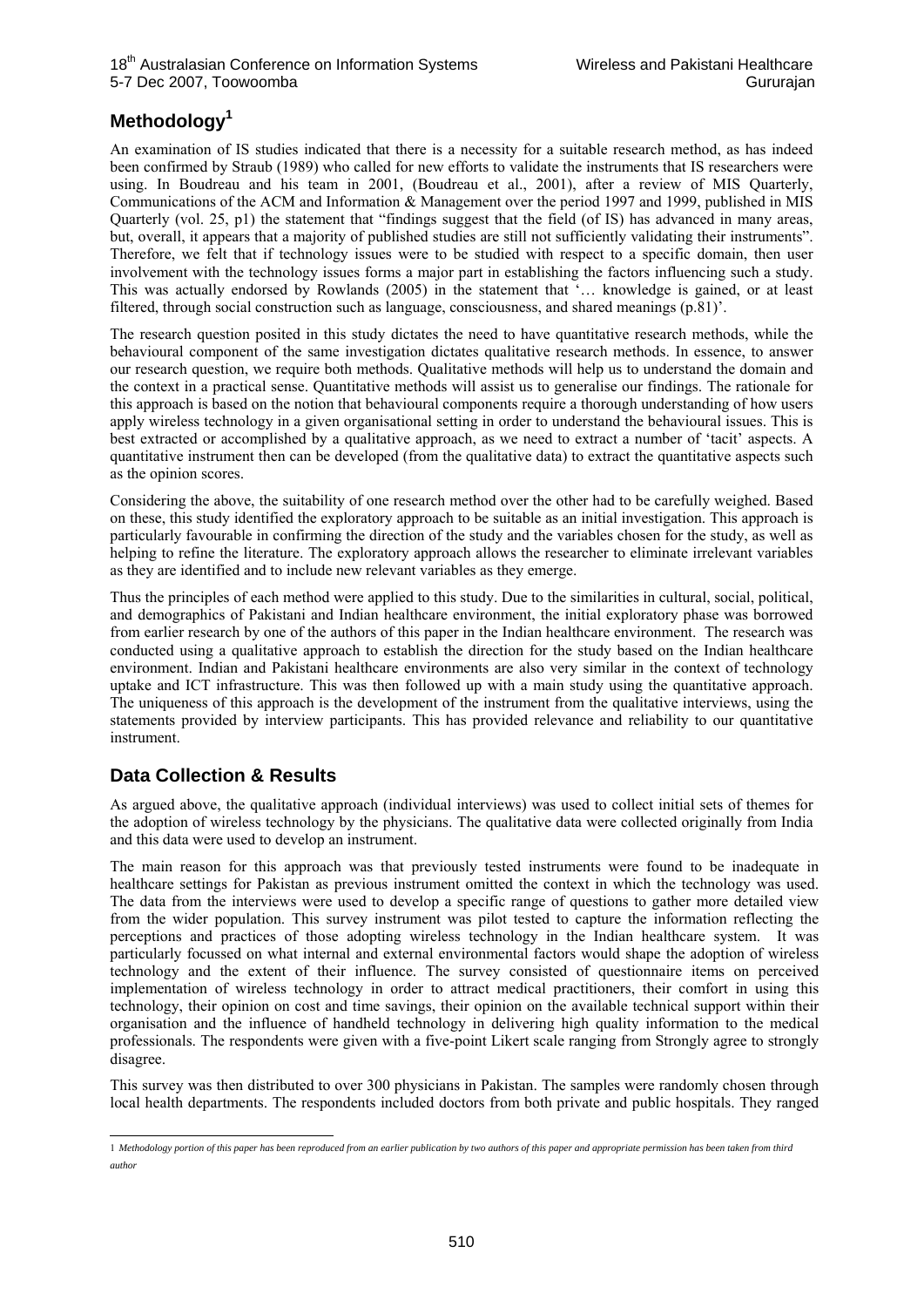## Methodology[1]

An examination of IS studies indicated that there is a necessity for a suitable research method, as has indeed been confirmed by Straub (1989) who called for new efforts to validate the instruments that IS researchers were using. In Boudreau and his team in 2001, (Boudreau et al., 2001), after a review of MIS Quarterly, Communications of the ACM and Information & Management over the period 1997 and 1999, published in MIS Quarterly (vol. 25, p1) the statement that "findings suggest that the field (of IS) has advanced in many areas, but, overall, it appears that a majority of published studies are still not sufficiently validating their instruments". Therefore, we felt that if technology issues were to be studied with respect to a specific domain, then user involvement with the technology issues forms a major part in establishing the factors influencing such a study. This was actually endorsed by Rowlands (2005) in the statement that '… knowledge is gained, or at least filtered, through social construction such as language, consciousness, and shared meanings (p.81)'.

The research question posited in this study dictates the need to have quantitative research methods, while the behavioural component of the same investigation dictates qualitative research methods. In essence, to answer our research question, we require both methods. Qualitative methods will help us to understand the domain and the context in a practical sense. Quantitative methods will assist us to generalise our findings. The rationale for this approach is based on the notion that behavioural components require a thorough understanding of how users apply wireless technology in a given organisational setting in order to understand the behavioural issues. This is best extracted or accomplished by a qualitative approach, as we need to extract a number of 'tacit' aspects. A quantitative instrument then can be developed (from the qualitative data) to extract the quantitative aspects such as the opinion scores.

Considering the above, the suitability of one research method over the other had to be carefully weighed. Based on these, this study identified the exploratory approach to be suitable as an initial investigation. This approach is particularly favourable in confirming the direction of the study and the variables chosen for the study, as well as helping to refine the literature. The exploratory approach allows the researcher to eliminate irrelevant variables as they are identified and to include new relevant variables as they emerge.

Thus the principles of each method were applied to this study. Due to the similarities in cultural, social, political, and demographics of Pakistani and Indian healthcare environment, the initial exploratory phase was borrowed from earlier research by one of the authors of this paper in the Indian healthcare environment. The research was conducted using a qualitative approach to establish the direction for the study based on the Indian healthcare environment. Indian and Pakistani healthcare environments are also very similar in the context of technology uptake and ICT infrastructure. This was then followed up with a main study using the quantitative approach. The uniqueness of this approach is the development of the instrument from the qualitative interviews, using the statements provided by interview participants. This has provided relevance and reliability to our quantitative instrument.

## Data Collection & Results

As argued above, the qualitative approach (individual interviews) was used to collect initial sets of themes for the adoption of wireless technology by the physicians. The qualitative data were collected originally from India and this data were used to develop an instrument.

The main reason for this approach was that previously tested instruments were found to be inadequate in healthcare settings for Pakistan as previous instrument omitted the context in which the technology was used. The data from the interviews were used to develop a specific range of questions to gather more detailed view from the wider population. This survey instrument was pilot tested to capture the information reflecting the perceptions and practices of those adopting wireless technology in the Indian healthcare system. It was particularly focussed on what internal and external environmental factors would shape the adoption of wireless technology and the extent of their influence. The survey consisted of questionnaire items on perceived implementation of wireless technology in order to attract medical practitioners, their comfort in using this technology, their opinion on cost and time savings, their opinion on the available technical support within their organisation and the influence of handheld technology in delivering high quality information to the medical professionals. The respondents were given with a five-point Likert scale ranging from Strongly agree to strongly disagree.

This survey was then distributed to over 300 physicians in Pakistan. The samples were randomly chosen through local health departments. The respondents included doctors from both private and public hospitals. They ranged

---

1 *Methodology portion of this paper has been reproduced from an earlier publication by two authors of this paper and appropriate permission has been taken from third author*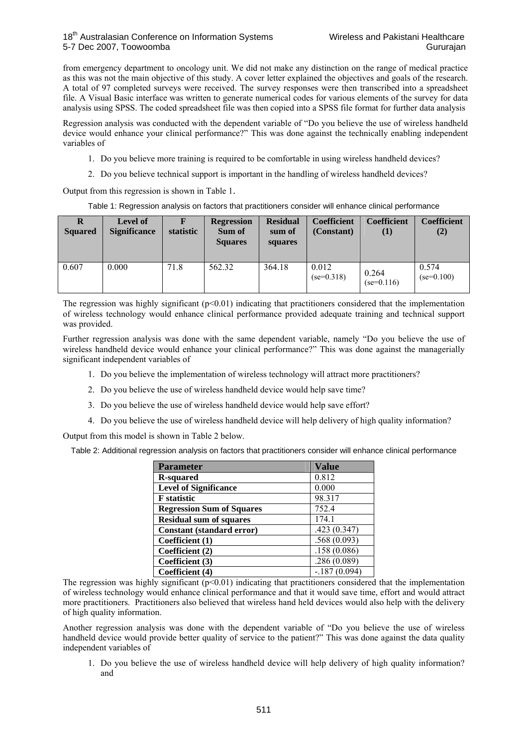from emergency department to oncology unit. We did not make any distinction on the range of medical practice as this was not the main objective of this study. A cover letter explained the objectives and goals of the research. A total of 97 completed surveys were received. The survey responses were then transcribed into a spreadsheet file. A Visual Basic interface was written to generate numerical codes for various elements of the survey for data analysis using SPSS. The coded spreadsheet file was then copied into a SPSS file format for further data analysis

Regression analysis was conducted with the dependent variable of "Do you believe the use of wireless handheld device would enhance your clinical performance?" This was done against the technically enabling independent variables of

1. Do you believe more training is required to be comfortable in using wireless handheld devices?
2. Do you believe technical support is important in the handling of wireless handheld devices?

Output from this regression is shown in Table 1.

Table 1: Regression analysis on factors that practitioners consider will enhance clinical performance

| R Squared | Level of Significance | F statistic | Regression Sum of Squares | Residual sum of squares | Coefficient (Constant) | Coefficient (1) | Coefficient (2) |
|---|---|---|---|---|---|---|---|
| 0.607 | 0.000 | 71.8 | 562.32 | 364.18 | 0.012 (se=0.318) | 0.264 (se=0.116) | 0.574 (se=0.100) |

The regression was highly significant ($p<0.01$) indicating that practitioners considered that the implementation of wireless technology would enhance clinical performance provided adequate training and technical support was provided.

Further regression analysis was done with the same dependent variable, namely "Do you believe the use of wireless handheld device would enhance your clinical performance?" This was done against the managerially significant independent variables of

1. Do you believe the implementation of wireless technology will attract more practitioners?
2. Do you believe the use of wireless handheld device would help save time?
3. Do you believe the use of wireless handheld device would help save effort?
4. Do you believe the use of wireless handheld device will help delivery of high quality information?

Output from this model is shown in Table 2 below.

Table 2: Additional regression analysis on factors that practitioners consider will enhance clinical performance

| Parameter | Value |
|---|---|
| **R-squared** | 0.812 |
| **Level of Significance** | 0.000 |
| **F statistic** | 98.317 |
| **Regression Sum of Squares** | 752.4 |
| **Residual sum of squares** | 174.1 |
| **Constant (standard error)** | .423 (0.347) |
| **Coefficient (1)** | .568 (0.093) |
| **Coefficient (2)** | .158 (0.086) |
| **Coefficient (3)** | .286 (0.089) |
| **Coefficient (4)** | -.187 (0.094) |

The regression was highly significant ($p<0.01$) indicating that practitioners considered that the implementation of wireless technology would enhance clinical performance and that it would save time, effort and would attract more practitioners. Practitioners also believed that wireless hand held devices would also help with the delivery of high quality information.

Another regression analysis was done with the dependent variable of "Do you believe the use of wireless handheld device would provide better quality of service to the patient?" This was done against the data quality independent variables of

1. Do you believe the use of wireless handheld device will help delivery of high quality information? and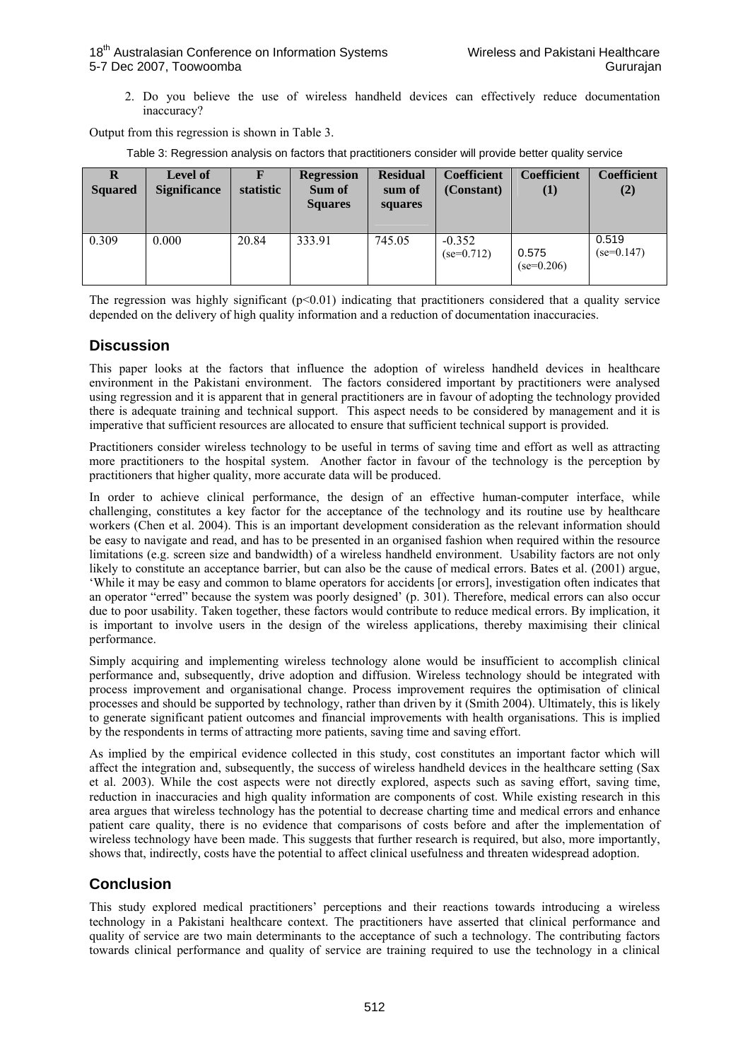2. Do you believe the use of wireless handheld devices can effectively reduce documentation inaccuracy?

Output from this regression is shown in Table 3.

Table 3: Regression analysis on factors that practitioners consider will provide better quality service

| R Squared | Level of Significance | F statistic | Regression Sum of Squares | Residual sum of squares | Coefficient (Constant) | Coefficient (1) | Coefficient (2) |
|---|---|---|---|---|---|---|---|
| 0.309 | 0.000 | 20.84 | 333.91 | 745.05 | -0.352 (se=0.712) | 0.575 (se=0.206) | 0.519 (se=0.147) |

The regression was highly significant ($p<0.01$) indicating that practitioners considered that a quality service depended on the delivery of high quality information and a reduction of documentation inaccuracies.

## Discussion

This paper looks at the factors that influence the adoption of wireless handheld devices in healthcare environment in the Pakistani environment. The factors considered important by practitioners were analysed using regression and it is apparent that in general practitioners are in favour of adopting the technology provided there is adequate training and technical support. This aspect needs to be considered by management and it is imperative that sufficient resources are allocated to ensure that sufficient technical support is provided.

Practitioners consider wireless technology to be useful in terms of saving time and effort as well as attracting more practitioners to the hospital system. Another factor in favour of the technology is the perception by practitioners that higher quality, more accurate data will be produced.

In order to achieve clinical performance, the design of an effective human-computer interface, while challenging, constitutes a key factor for the acceptance of the technology and its routine use by healthcare workers (Chen et al. 2004). This is an important development consideration as the relevant information should be easy to navigate and read, and has to be presented in an organised fashion when required within the resource limitations (e.g. screen size and bandwidth) of a wireless handheld environment. Usability factors are not only likely to constitute an acceptance barrier, but can also be the cause of medical errors. Bates et al. (2001) argue, 'While it may be easy and common to blame operators for accidents [or errors], investigation often indicates that an operator "erred" because the system was poorly designed' (p. 301). Therefore, medical errors can also occur due to poor usability. Taken together, these factors would contribute to reduce medical errors. By implication, it is important to involve users in the design of the wireless applications, thereby maximising their clinical performance.

Simply acquiring and implementing wireless technology alone would be insufficient to accomplish clinical performance and, subsequently, drive adoption and diffusion. Wireless technology should be integrated with process improvement and organisational change. Process improvement requires the optimisation of clinical processes and should be supported by technology, rather than driven by it (Smith 2004). Ultimately, this is likely to generate significant patient outcomes and financial improvements with health organisations. This is implied by the respondents in terms of attracting more patients, saving time and saving effort.

As implied by the empirical evidence collected in this study, cost constitutes an important factor which will affect the integration and, subsequently, the success of wireless handheld devices in the healthcare setting (Sax et al. 2003). While the cost aspects were not directly explored, aspects such as saving effort, saving time, reduction in inaccuracies and high quality information are components of cost. While existing research in this area argues that wireless technology has the potential to decrease charting time and medical errors and enhance patient care quality, there is no evidence that comparisons of costs before and after the implementation of wireless technology have been made. This suggests that further research is required, but also, more importantly, shows that, indirectly, costs have the potential to affect clinical usefulness and threaten widespread adoption.

## Conclusion

This study explored medical practitioners' perceptions and their reactions towards introducing a wireless technology in a Pakistani healthcare context. The practitioners have asserted that clinical performance and quality of service are two main determinants to the acceptance of such a technology. The contributing factors towards clinical performance and quality of service are training required to use the technology in a clinical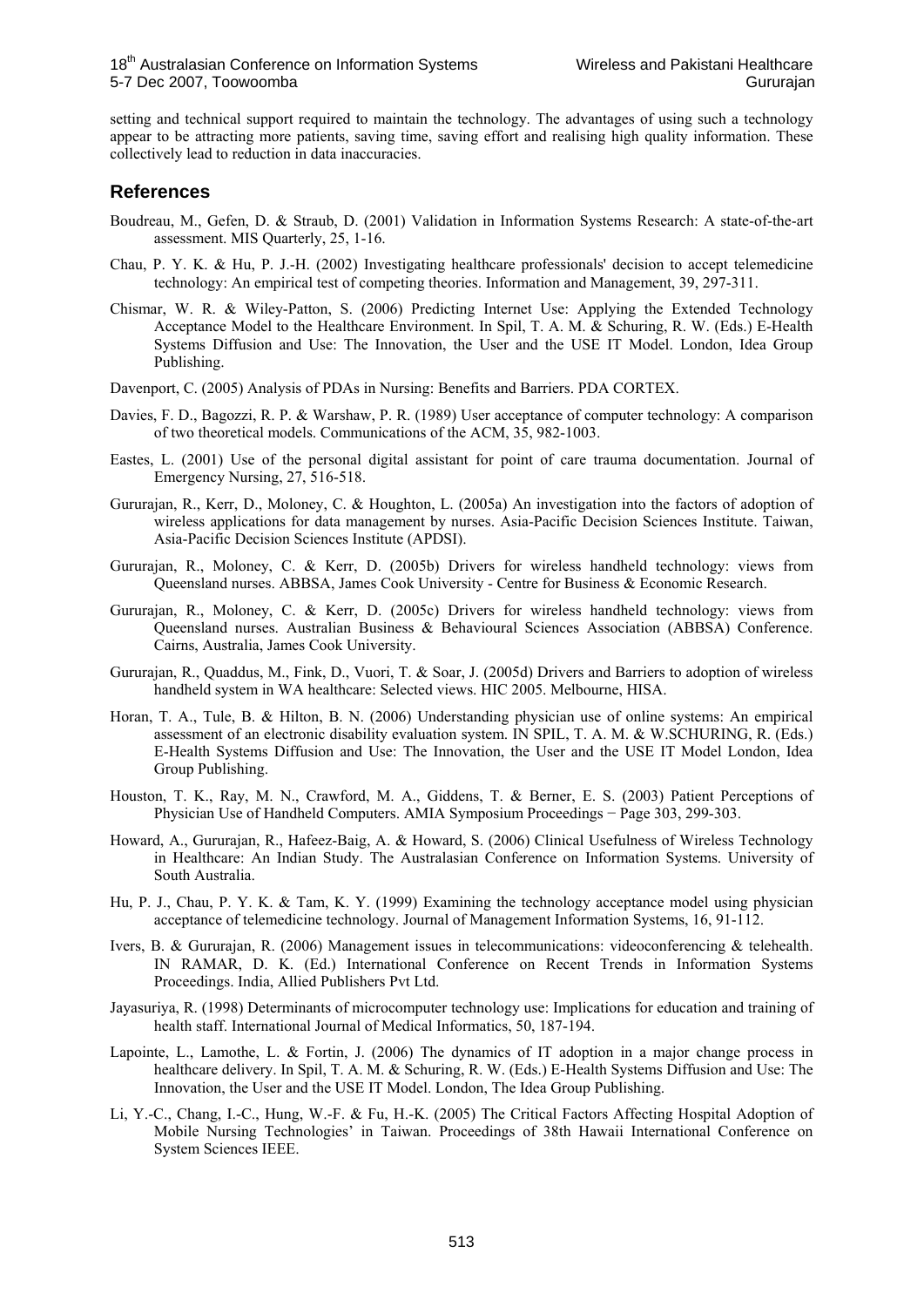setting and technical support required to maintain the technology. The advantages of using such a technology appear to be attracting more patients, saving time, saving effort and realising high quality information. These collectively lead to reduction in data inaccuracies.

## References

Boudreau, M., Gefen, D. & Straub, D. (2001) Validation in Information Systems Research: A state-of-the-art assessment. MIS Quarterly, 25, 1-16.

Chau, P. Y. K. & Hu, P. J.-H. (2002) Investigating healthcare professionals' decision to accept telemedicine technology: An empirical test of competing theories. Information and Management, 39, 297-311.

Chismar, W. R. & Wiley-Patton, S. (2006) Predicting Internet Use: Applying the Extended Technology Acceptance Model to the Healthcare Environment. In Spil, T. A. M. & Schuring, R. W. (Eds.) E-Health Systems Diffusion and Use: The Innovation, the User and the USE IT Model. London, Idea Group Publishing.

Davenport, C. (2005) Analysis of PDAs in Nursing: Benefits and Barriers. PDA CORTEX.

Davies, F. D., Bagozzi, R. P. & Warshaw, P. R. (1989) User acceptance of computer technology: A comparison of two theoretical models. Communications of the ACM, 35, 982-1003.

Eastes, L. (2001) Use of the personal digital assistant for point of care trauma documentation. Journal of Emergency Nursing, 27, 516-518.

Gururajan, R., Kerr, D., Moloney, C. & Houghton, L. (2005a) An investigation into the factors of adoption of wireless applications for data management by nurses. Asia-Pacific Decision Sciences Institute. Taiwan, Asia-Pacific Decision Sciences Institute (APDSI).

Gururajan, R., Moloney, C. & Kerr, D. (2005b) Drivers for wireless handheld technology: views from Queensland nurses. ABBSA, James Cook University - Centre for Business & Economic Research.

Gururajan, R., Moloney, C. & Kerr, D. (2005c) Drivers for wireless handheld technology: views from Queensland nurses. Australian Business & Behavioural Sciences Association (ABBSA) Conference. Cairns, Australia, James Cook University.

Gururajan, R., Quaddus, M., Fink, D., Vuori, T. & Soar, J. (2005d) Drivers and Barriers to adoption of wireless handheld system in WA healthcare: Selected views. HIC 2005. Melbourne, HISA.

Horan, T. A., Tule, B. & Hilton, B. N. (2006) Understanding physician use of online systems: An empirical assessment of an electronic disability evaluation system. IN SPIL, T. A. M. & W.SCHURING, R. (Eds.) E-Health Systems Diffusion and Use: The Innovation, the User and the USE IT Model London, Idea Group Publishing.

Houston, T. K., Ray, M. N., Crawford, M. A., Giddens, T. & Berner, E. S. (2003) Patient Perceptions of Physician Use of Handheld Computers. AMIA Symposium Proceedings − Page 303, 299-303.

Howard, A., Gururajan, R., Hafeez-Baig, A. & Howard, S. (2006) Clinical Usefulness of Wireless Technology in Healthcare: An Indian Study. The Australasian Conference on Information Systems. University of South Australia.

Hu, P. J., Chau, P. Y. K. & Tam, K. Y. (1999) Examining the technology acceptance model using physician acceptance of telemedicine technology. Journal of Management Information Systems, 16, 91-112.

Ivers, B. & Gururajan, R. (2006) Management issues in telecommunications: videoconferencing & telehealth. IN RAMAR, D. K. (Ed.) International Conference on Recent Trends in Information Systems Proceedings. India, Allied Publishers Pvt Ltd.

Jayasuriya, R. (1998) Determinants of microcomputer technology use: Implications for education and training of health staff. International Journal of Medical Informatics, 50, 187-194.

Lapointe, L., Lamothe, L. & Fortin, J. (2006) The dynamics of IT adoption in a major change process in healthcare delivery. In Spil, T. A. M. & Schuring, R. W. (Eds.) E-Health Systems Diffusion and Use: The Innovation, the User and the USE IT Model. London, The Idea Group Publishing.

Li, Y.-C., Chang, I.-C., Hung, W.-F. & Fu, H.-K. (2005) The Critical Factors Affecting Hospital Adoption of Mobile Nursing Technologies' in Taiwan. Proceedings of 38th Hawaii International Conference on System Sciences IEEE.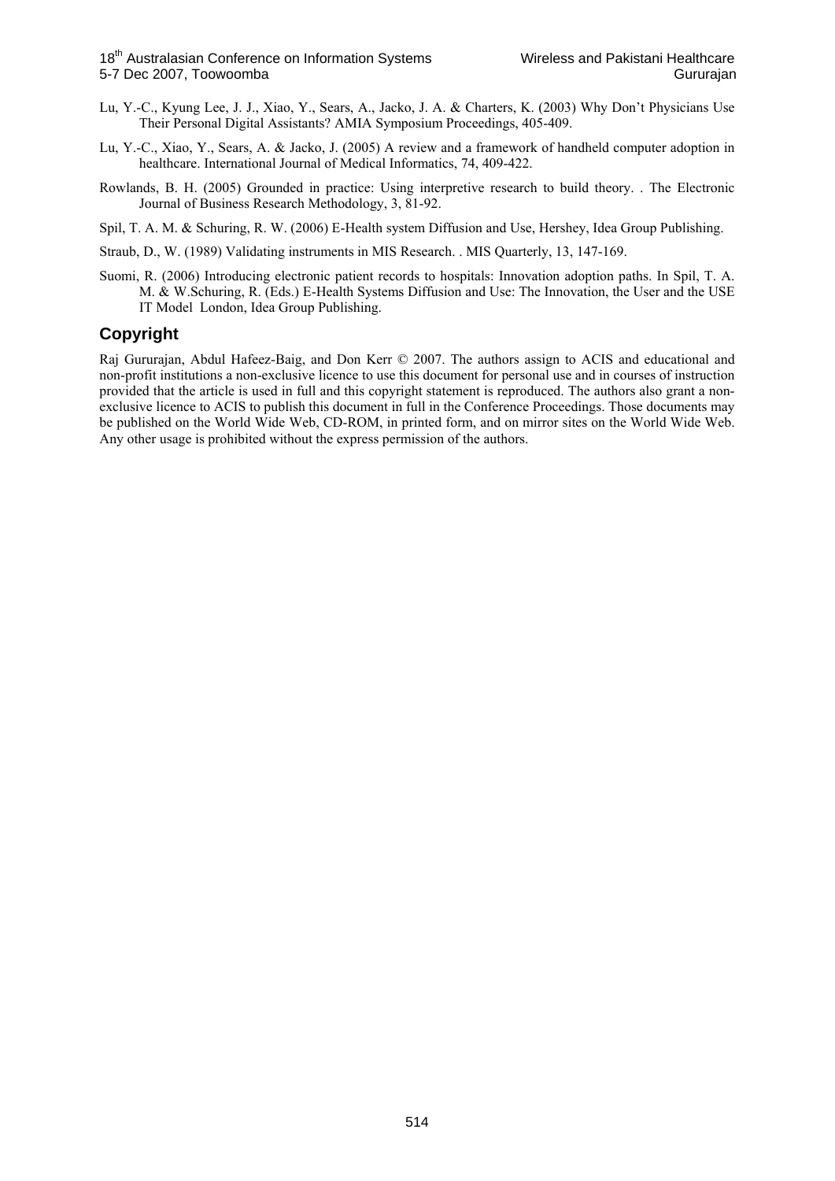Lu, Y.-C., Kyung Lee, J. J., Xiao, Y., Sears, A., Jacko, J. A. & Charters, K. (2003) Why Don't Physicians Use Their Personal Digital Assistants? AMIA Symposium Proceedings, 405-409.

Lu, Y.-C., Xiao, Y., Sears, A. & Jacko, J. (2005) A review and a framework of handheld computer adoption in healthcare. International Journal of Medical Informatics, 74, 409-422.

Rowlands, B. H. (2005) Grounded in practice: Using interpretive research to build theory. . The Electronic Journal of Business Research Methodology, 3, 81-92.

Spil, T. A. M. & Schuring, R. W. (2006) E-Health system Diffusion and Use, Hershey, Idea Group Publishing.

Straub, D., W. (1989) Validating instruments in MIS Research. . MIS Quarterly, 13, 147-169.

Suomi, R. (2006) Introducing electronic patient records to hospitals: Innovation adoption paths. In Spil, T. A. M. & W.Schuring, R. (Eds.) E-Health Systems Diffusion and Use: The Innovation, the User and the USE IT Model London, Idea Group Publishing.

## Copyright

Raj Gururajan, Abdul Hafeez-Baig, and Don Kerr © 2007. The authors assign to ACIS and educational and non-profit institutions a non-exclusive licence to use this document for personal use and in courses of instruction provided that the article is used in full and this copyright statement is reproduced. The authors also grant a non-exclusive licence to ACIS to publish this document in full in the Conference Proceedings. Those documents may be published on the World Wide Web, CD-ROM, in printed form, and on mirror sites on the World Wide Web. Any other usage is prohibited without the express permission of the authors.